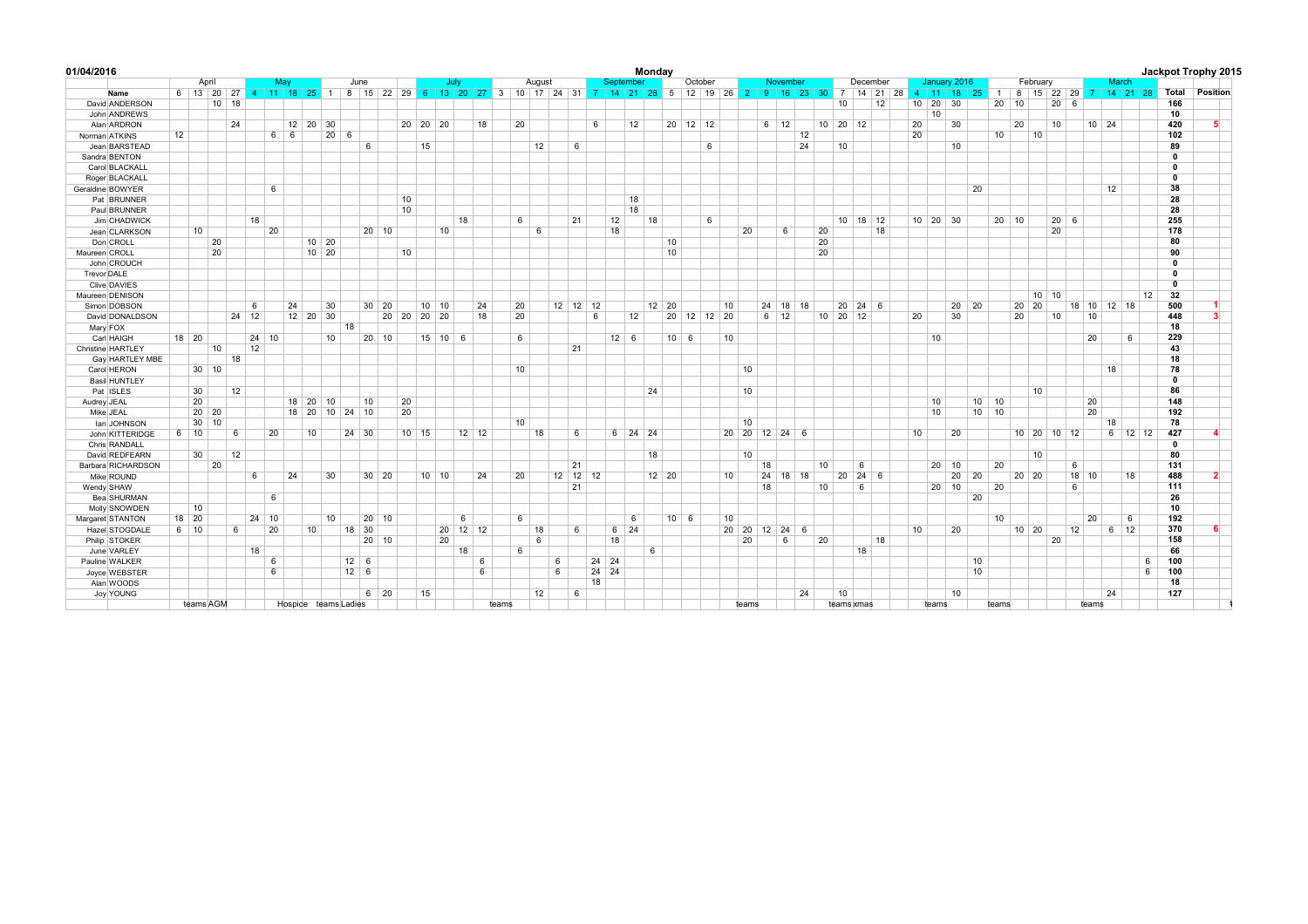**01/04/2016** **Monday** **Jackpot Trophy 2015**

| | Name | April | | | | May | | | | June | | | | | July | | | | August | | | | | September | | | | October | | | | November | | | | | December | | | | January 2016 | | | | February | | | | | March | | | | Total | Position |
|---|---|---|---|---|---|---|---|---|---|---|---|---|---|---|---|---|---|---|---|---|---|---|---|---|---|---|---|---|---|---|---|---|---|---|---|---|---|---|---|---|---|---|---|---|---|---|---|---|---|---|---|---|---|---|---|
| | | 6 | 13 | 20 | 27 | 4 | 11 | 18 | 25 | 1 | 8 | 15 | 22 | 29 | 6 | 13 | 20 | 27 | 3 | 10 | 17 | 24 | 31 | 7 | 14 | 21 | 28 | 5 | 12 | 19 | 26 | 2 | 9 | 16 | 23 | 30 | 7 | 14 | 21 | 28 | 4 | 11 | 18 | 25 | 1 | 8 | 15 | 22 | 29 | 7 | 14 | 21 | 28 | | |
| David | ANDERSON | | | 10 | 18 | | | | | | | | | | | | | | | | | | | | | | | | | | | | | | | | 10 | | 12 | | 10 | 20 | 30 | | 20 | 10 | | 20 | 6 | | | | | 166 | |
| John | ANDREWS | | | | | | | | | | | | | | | | | | | | | | | | | | | | | | | | | | | | | | | | | 10 | | | | | | | | | | | | 10 | |
| Alan | ARDRON | | | | 24 | | | 12 | 20 | 30 | | | | 20 | 20 | 20 | | 18 | | 20 | | | | 6 | | 12 | | 20 | 12 | 12 | | | 6 | 12 | | 10 | 20 | 12 | | | 20 | | 30 | | | 20 | | 10 | | 10 | 24 | | | 420 | 5 |
| Norman | ATKINS | 12 | | | | | 6 | 6 | | 20 | 6 | | | | | | | | | | | | | | | | | | | | | | | | 12 | | | | | | 20 | | | | 10 | | 10 | | | | | | | 102 | |
| Jean | BARSTEAD | | | | | | | | | | | 6 | | | 15 | | | | | | 12 | | 6 | | | | | | | 6 | | | | | 24 | | 10 | | | | | | 10 | | | | | | | | | | | 89 | |
| Sandra | BENTON | | | | | | | | | | | | | | | | | | | | | | | | | | | | | | | | | | | | | | | | | | | | | | | | | | | | | 0 | |
| Carol | BLACKALL | | | | | | | | | | | | | | | | | | | | | | | | | | | | | | | | | | | | | | | | | | | | | | | | | | | | | 0 | |
| Roger | BLACKALL | | | | | | | | | | | | | | | | | | | | | | | | | | | | | | | | | | | | | | | | | | | | | | | | | | | | | 0 | |
| Geraldine | BOWYER | | | | | | 6 | | | | | | | | | | | | | | | | | | | | | | | | | | | | | | | | | | | | | 20 | | | | | | | 12 | | | 38 | |
| Pat | BRUNNER | | | | | | | | | | | | | 10 | | | | | | | | | | | | 18 | | | | | | | | | | | | | | | | | | | | | | | | | | | | 28 | |
| Paul | BRUNNER | | | | | | | | | | | | | 10 | | | | | | | | | | | | 18 | | | | | | | | | | | | | | | | | | | | | | | | | | | | 28 | |
| Jim | CHADWICK | | | | | 18 | | | | | | | | | | | | 18 | | 6 | | | 21 | | 12 | | 18 | | | 6 | | | | | | | 10 | 18 | 12 | | 10 | 20 | 30 | | 20 | 10 | | 20 | 6 | | | | | 255 | |
| Jean | CLARKSON | | 10 | | | | 20 | | | | | 20 | 10 | | | 10 | | | | | 6 | | | | 18 | | | | | | | 20 | | 6 | | 20 | | | 18 | | | | | | | | | 20 | | | | | | 178 | |
| Don | CROLL | | | 20 | | | | | | 10 | 20 | | | | | | | | | | | | | | | | | 10 | | | | | | | | 20 | | | | | | | | | | | | | | | | | | 80 | |
| Maureen | CROLL | | | 20 | | | | | | 10 | 20 | | | 10 | | | | | | | | | | | | | | 10 | | | | | | | | 20 | | | | | | | | | | | | | | | | | | 90 | |
| John | CROUCH | | | | | | | | | | | | | | | | | | | | | | | | | | | | | | | | | | | | | | | | | | | | | | | | | | | | | 0 | |
| Trevor | DALE | | | | | | | | | | | | | | | | | | | | | | | | | | | | | | | | | | | | | | | | | | | | | | | | | | | | | 0 | |
| Clive | DAVIES | | | | | | | | | | | | | | | | | | | | | | | | | | | | | | | | | | | | | | | | | | | | | | | | | | | | | 0 | |
| Maureen | DENISON | | | | | | | | | | | | | | | | | | | | | | | | | | | | | | | | | | | | | | | | | | | | | 10 | 10 | | | | | | 12 | 32 | |
| Simon | DOBSON | | | | | 6 | | 24 | | 30 | | 30 | 20 | | 10 | 10 | | 24 | | 20 | | 12 | 12 | 12 | | | 12 | 20 | | | 10 | | 24 | 18 | 18 | | 20 | 24 | 6 | | | | 20 | 20 | | 20 | 20 | | 18 | 10 | 12 | 18 | | 500 | 1 |
| David | DONALDSON | | | | 24 | 12 | | 12 | 20 | 30 | | | 20 | 20 | 20 | 20 | | 18 | | 20 | | | | 6 | | 12 | | 20 | 12 | 12 | 20 | | 6 | 12 | | 10 | 20 | 12 | | | 20 | | 30 | | | 20 | | 10 | | 10 | | | | 448 | 3 |
| Mary | FOX | | | | | | | | | | 18 | | | | | | | | | | | | | | | | | | | | | | | | | | | | | | | | | | | | | | | | | | | 18 | |
| Carl | HAIGH | 18 | 20 | | | 24 | 10 | | | 10 | | 20 | 10 | | 15 | 10 | 6 | | | 6 | | | | | 12 | 6 | | 10 | 6 | | 10 | | | | | | | | | | | 10 | | | | | | | | 20 | | 6 | | 229 | |
| Christine | HARTLEY | | | 10 | | 12 | | | | | | | | | | | | | | | | | 21 | | | | | | | | | | | | | | | | | | | | | | | | | | | | | | | 43 | |
| Gay | HARTLEY MBE | | | | 18 | | | | | | | | | | | | | | | | | | | | | | | | | | | | | | | | | | | | | | | | | | | | | | | | | 18 | |
| Carol | HERON | | 30 | 10 | | | | | | | | | | | | | | | | 10 | | | | | | | | | | | | 10 | | | | | | | | | | | | | | | | | | | 18 | | | 78 | |
| Basil | HUNTLEY | | | | | | | | | | | | | | | | | | | | | | | | | | | | | | | | | | | | | | | | | | | | | | | | | | | | | 0 | |
| Pat | ISLES | | 30 | | 12 | | | | | | | | | | | | | | | | | | | | | | 24 | | | | | 10 | | | | | | | | | | | | | | 10 | | | | | | | | 86 | |
| Audrey | JEAL | | 20 | | | | | 18 | 20 | 10 | | 10 | | 20 | | | | | | | | | | | | | | | | | | | | | | | | | | | | 10 | | 10 | 10 | | | | | 20 | | | | 148 | |
| Mike | JEAL | | 20 | 20 | | | | 18 | 20 | 10 | 24 | 10 | | 20 | | | | | | | | | | | | | | | | | | | | | | | | | | | | 10 | | 10 | 10 | | | | | 20 | | | | 192 | |
| Ian | JOHNSON | | 30 | 10 | | | | | | | | | | | | | | | | 10 | | | | | | | | | | | | 10 | | | | | | | | | | | | | | | | | | | 18 | | | 78 | |
| John | KITTERIDGE | 6 | 10 | | 6 | | 20 | | | 10 | 24 | 30 | | | 10 | 15 | | 12 | 12 | | 18 | | 6 | | 6 | 24 | 24 | | | | 20 | 20 | 12 | 24 | 6 | | | | | | 10 | | 20 | | | 10 | 20 | 10 | 12 | | 6 | 12 | 12 | 427 | 4 |
| Chris | RANDALL | | | | | | | | | | | | | | | | | | | | | | | | | | | | | | | | | | | | | | | | | | | | | | | | | | | | | 0 | |
| David | REDFEARN | | 30 | | 12 | | | | | | | | | | | | | | | | | | | | | | 18 | | | | | 10 | | | | | | | | | | | | | | 10 | | | | | | | | 80 | |
| Barbara | RICHARDSON | | | 20 | | | | | | | | | | | | | | | | | | | 21 | | | | | | | | | | 18 | | | 10 | | 6 | | | | 20 | 10 | | 20 | | | | 6 | | | | | 131 | |
| Mike | ROUND | | | | | 6 | | 24 | | 30 | | 30 | 20 | | 10 | 10 | | 24 | | 20 | | 12 | 12 | 12 | | | 12 | 20 | | | 10 | | 24 | 18 | 18 | | 20 | 24 | 6 | | | | 20 | 20 | | 20 | 20 | | 18 | 10 | | 18 | | 488 | 2 |
| Wendy | SHAW | | | | | | | | | | | | | | | | | | | | | | 21 | | | | | | | | | | 18 | | | 10 | | 6 | | | | 20 | 10 | | 20 | | | | 6 | | | | | 111 | |
| Bea | SHURMAN | | | | | | 6 | | | | | | | | | | | | | | | | | | | | | | | | | | | | | | | | | | | | | 20 | | | | | | | | | | 26 | |
| Molly | SNOWDEN | | 10 | | | | | | | | | | | | | | | | | | | | | | | | | | | | | | | | | | | | | | | | | | | | | | | | | | | 10 | |
| Margaret | STANTON | 18 | 20 | | | 24 | 10 | | | 10 | | 20 | 10 | | | | 6 | | | 6 | | | | | | 6 | | 10 | 6 | | 10 | | | | | | | | | | | | | | 10 | | | | | 20 | | 6 | | 192 | |
| Hazel | STOGDALE | 6 | 10 | | 6 | | 20 | | | 10 | 18 | 30 | | | | 20 | 12 | 12 | | | 18 | | 6 | | 6 | 24 | | | | | 20 | 20 | 12 | 24 | 6 | | | | | | 10 | | 20 | | | 10 | 20 | | 12 | | 6 | 12 | | 370 | 6 |
| Philip | STOKER | | | | | | | | | | | 20 | 10 | | | 20 | | | | | 6 | | | | 18 | | | | | | | 20 | | 6 | | 20 | | | 18 | | | | | | | | | 20 | | | | | | 158 | |
| June | VARLEY | | | | | 18 | | | | | | | | | | | 18 | | | 6 | | | | | | | 6 | | | | | | | | | | | 18 | | | | | | | | | | | | | | | | 66 | |
| Pauline | WALKER | | | | | | 6 | | | | 12 | 6 | | | | | | 6 | | | | 6 | | 24 | 24 | | | | | | | | | | | | | | | | | | | 10 | | | | | | | | | 6 | 100 | |
| Joyce | WEBSTER | | | | | | 6 | | | | 12 | 6 | | | | | | 6 | | | | 6 | | 24 | 24 | | | | | | | | | | | | | | | | | | | 10 | | | | | | | | | 6 | 100 | |
| Alan | WOODS | | | | | | | | | | | | | | | | | | | | | | | 18 | | | | | | | | | | | | | | | | | | | | | | | | | | | | | | 18 | |
| Joy | YOUNG | | | | | | | | | | | 6 | 20 | | 15 | | | | | | 12 | | 6 | | | | | | | | | | | | 24 | | 10 | | | | | | 10 | | | | | | | | 24 | | | 127 | |
| | | | teams | AGM | | | | Hospice | | teams | Ladies | | | | | | | | teams | | | | | | | | | | | | | teams | | | | | teams | xmas | | | teams | | | | teams | | | | | teams | | | | | |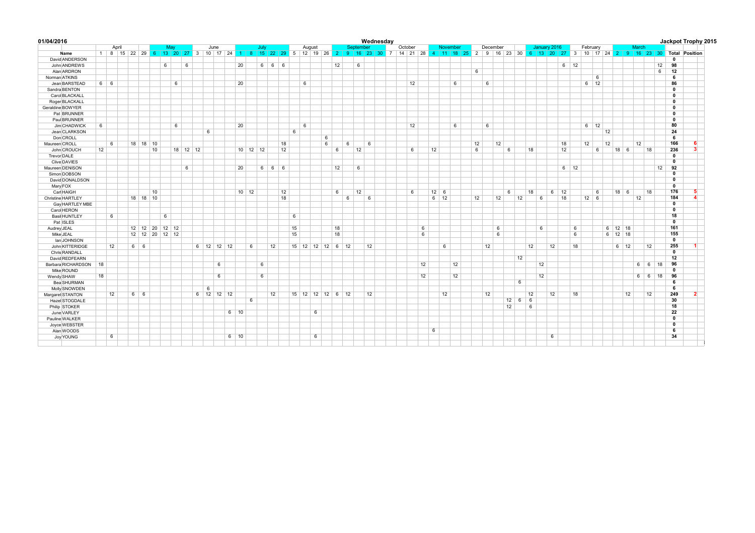**01/04/2016** — **Wednesday** — **Jackpot Trophy 2015**

| Name | | April | | | | | May | | | | June | | | | July | | | | | August | | | | September | | | | | October | | | | November | | | | December | | | | | January 2016 | | | | February | | | | March | | | | | | |
|---|---|---|---|---|---|---|---|---|---|---|---|---|---|---|---|---|---|---|---|---|---|---|---|---|---|---|---|---|---|---|---|---|---|---|---|---|---|---|---|---|---|---|---|---|---|---|---|---|---|---|---|---|---|---|---|---|
| | | 1 | 8 | 15 | 22 | 29 | 6 | 13 | 20 | 27 | 3 | 10 | 17 | 24 | 1 | 8 | 15 | 22 | 29 | 5 | 12 | 19 | 26 | 2 | 9 | 16 | 23 | 30 | 7 | 14 | 21 | 28 | 4 | 11 | 18 | 25 | 2 | 9 | 16 | 23 | 30 | 6 | 13 | 20 | 27 | 3 | 10 | 17 | 24 | 2 | 9 | 16 | 23 | 30 | Total | Position |
| David | ANDERSON | | | | | | | | | | | | | | | | | | | | | | | | | | | | | | | | | | | | | | | | | | | | | | | | | | | | | | 0 | |
| John | ANDREWS | | | | | | | 6 | | 6 | | | | | 20 | | 6 | 6 | 6 | | | | | 12 | | 6 | | | | | | | | | | | | | | | | | | | 6 | 12 | | | | | | | | 12 | 98 | |
| Alan | ARDRON | | | | | | | | | | | | | | | | | | | | | | | | | | | | | | | | | | | | 6 | | | | | | | | | | | | | | | | | 6 | 12 | |
| Norman | ATKINS | | | | | | | | | | | | | | | | | | | | | | | | | | | | | | | | | | | | | | | | | | | | | | | 6 | | | | | | | 6 | |
| Jean | BARSTEAD | 6 | 6 | | | | | 6 | | | | | | | 20 | | | | | | 6 | | | | | | | | | | 12 | | | | 6 | | | 6 | | | | | | | | | 6 | 12 | | | | | | | 86 | |
| Sandra | BENTON | | | | | | | | | | | | | | | | | | | | | | | | | | | | | | | | | | | | | | | | | | | | | | | | | | | | | | 0 | |
| Carol | BLACKALL | | | | | | | | | | | | | | | | | | | | | | | | | | | | | | | | | | | | | | | | | | | | | | | | | | | | | | 0 | |
| Roger | BLACKALL | | | | | | | | | | | | | | | | | | | | | | | | | | | | | | | | | | | | | | | | | | | | | | | | | | | | | | 0 | |
| Geraldine | BOWYER | | | | | | | | | | | | | | | | | | | | | | | | | | | | | | | | | | | | | | | | | | | | | | | | | | | | | | 0 | |
| Pat | BRUNNER | | | | | | | | | | | | | | | | | | | | | | | | | | | | | | | | | | | | | | | | | | | | | | | | | | | | | | 0 | |
| Paul | BRUNNER | | | | | | | | | | | | | | | | | | | | | | | | | | | | | | | | | | | | | | | | | | | | | | | | | | | | | | 0 | |
| Jim | CHADWICK | 6 | | | | | | 6 | | | | | | | 20 | | | | | | 6 | | | | | | | | | | 12 | | | | 6 | | | 6 | | | | | | | | | 6 | 12 | | | | | | | 80 | |
| Jean | CLARKSON | | | | | | | | | | | 6 | | | | | | | | 6 | | | | | | | | | | | | | | | | | | | | | | | | | | | | | 12 | | | | | | 24 | |
| Don | CROLL | | | | | | | | | | | | | | | | | | | | | | 6 | | | | | | | | | | | | | | | | | | | | | | | | | | | | | | | | 6 | |
| Maureen | CROLL | | 6 | | 18 | 18 | 10 | | | | | | | | | | | | 18 | | | | 6 | | 6 | | 6 | | | | | | | | | | 12 | | 12 | | | | | | 18 | | 12 | | 12 | | | 12 | | | 166 | 6 |
| John | CROUCH | 12 | | | | | 10 | | 18 | 12 | 12 | | | | 10 | 12 | 12 | | 12 | | | | | 6 | | 12 | | | | | 6 | | 12 | | | | 6 | | | 6 | | 18 | | | 12 | | | 6 | | 18 | 6 | | 18 | | 236 | 3 |
| Trevor | DALE | | | | | | | | | | | | | | | | | | | | | | | | | | | | | | | | | | | | | | | | | | | | | | | | | | | | | | 0 | |
| Clive | DAVIES | | | | | | | | | | | | | | | | | | | | | | | | | | | | | | | | | | | | | | | | | | | | | | | | | | | | | | 0 | |
| Maureen | DENISON | | | | | | | | | 6 | | | | | 20 | | 6 | 6 | 6 | | | | | 12 | | 6 | | | | | | | | | | | | | | | | | | | 6 | 12 | | | | | | | | 12 | 92 | |
| Simon | DOBSON | | | | | | | | | | | | | | | | | | | | | | | | | | | | | | | | | | | | | | | | | | | | | | | | | | | | | | 0 | |
| David | DONALDSON | | | | | | | | | | | | | | | | | | | | | | | | | | | | | | | | | | | | | | | | | | | | | | | | | | | | | | 0 | |
| Mary | FOX | | | | | | | | | | | | | | | | | | | | | | | | | | | | | | | | | | | | | | | | | | | | | | | | | | | | | | 0 | |
| Carl | HAIGH | | | | | | 10 | | | | | | | | 10 | 12 | | | 12 | | | | | 6 | | 12 | | | | | 6 | | 12 | 6 | | | | | | 6 | | 18 | | 6 | 12 | | | 6 | | 18 | 6 | | 18 | | 176 | 5 |
| Christine | HARTLEY | | | | 18 | 18 | 10 | | | | | | | | | | | | 18 | | | | | | 6 | | 6 | | | | | | 6 | 12 | | | 12 | | 12 | | 12 | | 6 | | 18 | | 12 | 6 | | | | 12 | | | 184 | 4 |
| Gay | HARTLEY MBE | | | | | | | | | | | | | | | | | | | | | | | | | | | | | | | | | | | | | | | | | | | | | | | | | | | | | | 0 | |
| Carol | HERON | | | | | | | | | | | | | | | | | | | | | | | | | | | | | | | | | | | | | | | | | | | | | | | | | | | | | | 0 | |
| Basil | HUNTLEY | | 6 | | | | | 6 | | | | | | | | | | | | 6 | | | | | | | | | | | | | | | | | | | | | | | | | | | | | | | | | | | 18 | |
| Pat | ISLES | | | | | | | | | | | | | | | | | | | | | | | | | | | | | | | | | | | | | | | | | | | | | | | | | | | | | | 0 | |
| Audrey | JEAL | | | | 12 | 12 | 20 | 12 | 12 | | | | | | | | | | | 15 | | | | 18 | | | | | | | | 6 | | | | | | | 6 | | | | 6 | | | 6 | | | 6 | 12 | 18 | | | | 161 | |
| Mike | JEAL | | | | 12 | 12 | 20 | 12 | 12 | | | | | | | | | | | 15 | | | | 18 | | | | | | | | 6 | | | | | | | 6 | | | | | | | 6 | | | 6 | 12 | 18 | | | | 155 | |
| Ian | JOHNSON | | | | | | | | | | | | | | | | | | | | | | | | | | | | | | | | | | | | | | | | | | | | | | | | | | | | | | 0 | |
| John | KITTERIDGE | | 12 | | 6 | 6 | | | | | 6 | 12 | 12 | 12 | | 6 | | 12 | | 15 | 12 | 12 | 12 | 6 | 12 | | 12 | | | | | | | 6 | | | | 12 | | | | 12 | | 12 | | 18 | | | | 6 | 12 | | 12 | | 255 | 1 |
| Chris | RANDALL | | | | | | | | | | | | | | | | | | | | | | | | | | | | | | | | | | | | | | | | | | | | | | | | | | | | | | 0 | |
| David | REDFEARN | | | | | | | | | | | | | | | | | | | | | | | | | | | | | | | | | | | | | | | | 12 | | | | | | | | | | | | | | 12 | |
| Barbara | RICHARDSON | 18 | | | | | | | | | | | 6 | | | 6 | | | | | | | | | | | | | | | | 12 | | | 12 | | | | | | | | 12 | | | | | | | | | 6 | 6 | 18 | 96 | |
| Mike | ROUND | | | | | | | | | | | | | | | | | | | | | | | | | | | | | | | | | | | | | | | | | | | | | | | | | | | | | | 0 | |
| Wendy | SHAW | 18 | | | | | | | | | | | 6 | | | 6 | | | | | | | | | | | | | | | | 12 | | | 12 | | | | | | | | 12 | | | | | | | | | 6 | 6 | 18 | 96 | |
| Bea | SHURMAN | | | | | | | | | | | | | | | | | | | | | | | | | | | | | | | | | | | | | | | | 6 | | | | | | | | | | | | | | 6 | |
| Molly | SNOWDEN | | | | | | | | | | | 6 | | | | | | | | | | | | | | | | | | | | | | | | | | | | | | | | | | | | | | | | | | | 6 | |
| Margaret | STANTON | | 12 | | 6 | 6 | | | | | 6 | 12 | 12 | 12 | | | | 12 | | 15 | 12 | 12 | 12 | 6 | 12 | | 12 | | | | | | | 12 | | | | 12 | | | | 12 | | 12 | | 18 | | | | | 12 | | 12 | | 249 | 2 |
| Hazel | STOGDALE | | | | | | | | | | | | | | | 6 | | | | | | | | | | | | | | | | | | | | | | | | 12 | 6 | 6 | | | | | | | | | | | | | 30 | |
| Philip | STOKER | | | | | | | | | | | | | | | | | | | | | | | | | | | | | | | | | | | | | | | 12 | | 6 | | | | | | | | | | | | | 18 | |
| June | VARLEY | | | | | | | | | | | | | 6 | 10 | | | | | | 6 | | | | | | | | | | | | | | | | | | | | | | | | | | | | | | | | | | 22 | |
| Pauline | WALKER | | | | | | | | | | | | | | | | | | | | | | | | | | | | | | | | | | | | | | | | | | | | | | | | | | | | | | 0 | |
| Joyce | WEBSTER | | | | | | | | | | | | | | | | | | | | | | | | | | | | | | | | | | | | | | | | | | | | | | | | | | | | | | 0 | |
| Alan | WOODS | | | | | | | | | | | | | | | | | | | | | | | | | | | | | | | | 6 | | | | | | | | | | | | | | | | | | | | | | 6 | |
| Joy | YOUNG | | 6 | | | | | | | | | | | 6 | 10 | | | | | | 6 | | | | | | | | | | | | | | | | | | | | | | | 6 | | | | | | | | | | | 34 | |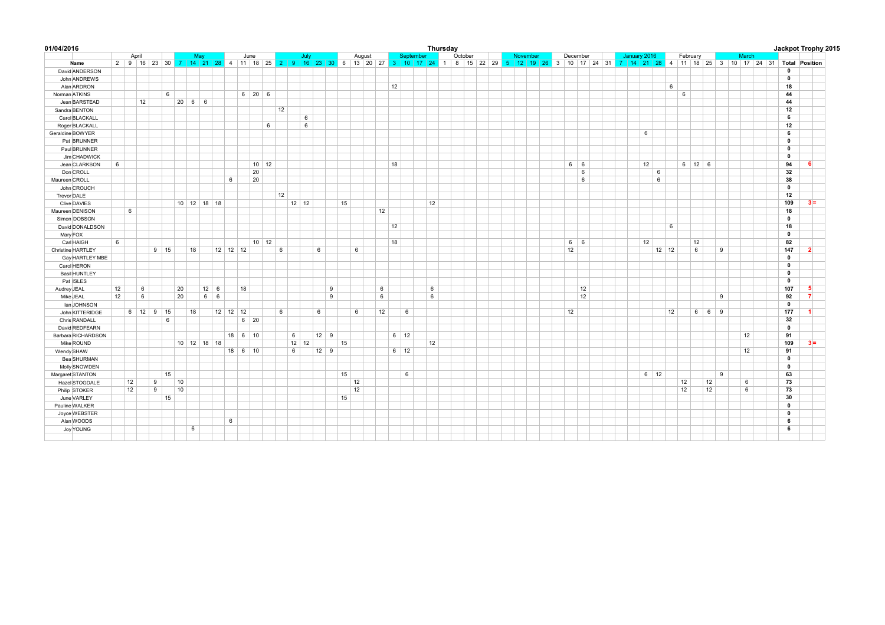**01/04/2016** — **Thursday** — **Jackpot Trophy 2015**

| | April | | | | | May | | | | June | | | | July | | | | | August | | | | September | | | | October | | | | | November | | | | December | | | | | January 2016 | | | | February | | | | March | | | | | | |
|---|---|---|---|---|---|---|---|---|---|---|---|---|---|---|---|---|---|---|---|---|---|---|---|---|---|---|---|---|---|---|---|---|---|---|---|---|---|---|---|---|---|---|---|---|---|---|---|---|---|---|---|---|---|---|---|
| **Name** | 2 | 9 | 16 | 23 | 30 | 7 | 14 | 21 | 28 | 4 | 11 | 18 | 25 | 2 | 9 | 16 | 23 | 30 | 6 | 13 | 20 | 27 | 3 | 10 | 17 | 24 | 1 | 8 | 15 | 22 | 29 | 5 | 12 | 19 | 26 | 3 | 10 | 17 | 24 | 31 | 7 | 14 | 21 | 28 | 4 | 11 | 18 | 25 | 3 | 10 | 17 | 24 | 31 | **Total** | **Position** |
| David ANDERSON | | | | | | | | | | | | | | | | | | | | | | | | | | | | | | | | | | | | | | | | | | | | | | | | | | | | | | **0** | |
| John ANDREWS | | | | | | | | | | | | | | | | | | | | | | | | | | | | | | | | | | | | | | | | | | | | | | | | | | | | | | **0** | |
| Alan ARDRON | | | | | | | | | | | | | | | | | | | | | | | 12 | | | | | | | | | | | | | | | | | | | | | | 6 | | | | | | | | | **18** | |
| Norman ATKINS | | | | | 6 | | | | | | 6 | 20 | 6 | | | | | | | | | | | | | | | | | | | | | | | | | | | | | | | | | 6 | | | | | | | | **44** | |
| Jean BARSTEAD | | | 12 | | | 20 | 6 | 6 | | | | | | | | | | | | | | | | | | | | | | | | | | | | | | | | | | | | | | | | | | | | | | **44** | |
| Sandra BENTON | | | | | | | | | | | | | | 12 | | | | | | | | | | | | | | | | | | | | | | | | | | | | | | | | | | | | | | | | **12** | |
| Carol BLACKALL | | | | | | | | | | | | | | | | 6 | | | | | | | | | | | | | | | | | | | | | | | | | | | | | | | | | | | | | | **6** | |
| Roger BLACKALL | | | | | | | | | | | | | 6 | | | 6 | | | | | | | | | | | | | | | | | | | | | | | | | | | | | | | | | | | | | | **12** | |
| Geraldine BOWYER | | | | | | | | | | | | | | | | | | | | | | | | | | | | | | | | | | | | | | | | | | | 6 | | | | | | | | | | | **6** | |
| Pat BRUNNER | | | | | | | | | | | | | | | | | | | | | | | | | | | | | | | | | | | | | | | | | | | | | | | | | | | | | | **0** | |
| Paul BRUNNER | | | | | | | | | | | | | | | | | | | | | | | | | | | | | | | | | | | | | | | | | | | | | | | | | | | | | | **0** | |
| Jim CHADWICK | | | | | | | | | | | | | | | | | | | | | | | | | | | | | | | | | | | | | | | | | | | | | | | | | | | | | | **0** | |
| Jean CLARKSON | 6 | | | | | | | | | | | 10 | 12 | | | | | | | | | | 18 | | | | | | | | | | | | | | 6 | 6 | | | | | 12 | | | 6 | 12 | 6 | | | | | | **94** | 6 |
| Don CROLL | | | | | | | | | | | | 20 | | | | | | | | | | | | | | | | | | | | | | | | | | 6 | | | | | | 6 | | | | | | | | | | **32** | |
| Maureen CROLL | | | | | | | | | | 6 | | 20 | | | | | | | | | | | | | | | | | | | | | | | | | | 6 | | | | | | 6 | | | | | | | | | | **38** | |
| John CROUCH | | | | | | | | | | | | | | | | | | | | | | | | | | | | | | | | | | | | | | | | | | | | | | | | | | | | | | **0** | |
| Trevor DALE | | | | | | | | | | | | | | 12 | | | | | | | | | | | | | | | | | | | | | | | | | | | | | | | | | | | | | | | | **12** | |
| Clive DAVIES | | | | | | 10 | 12 | 18 | 18 | | | | | | 12 | 12 | | | 15 | | | | | | | 12 | | | | | | | | | | | | | | | | | | | | | | | | | | | | **109** | 3 = |
| Maureen DENISON | | 6 | | | | | | | | | | | | | | | | | | | | 12 | | | | | | | | | | | | | | | | | | | | | | | | | | | | | | | | **18** | |
| Simon DOBSON | | | | | | | | | | | | | | | | | | | | | | | | | | | | | | | | | | | | | | | | | | | | | | | | | | | | | | **0** | |
| David DONALDSON | | | | | | | | | | | | | | | | | | | | | | | 12 | | | | | | | | | | | | | | | | | | | | | | 6 | | | | | | | | | **18** | |
| Mary FOX | | | | | | | | | | | | | | | | | | | | | | | | | | | | | | | | | | | | | | | | | | | | | | | | | | | | | | **0** | |
| Carl HAIGH | 6 | | | | | | | | | | | 10 | 12 | | | | | | | | | | 18 | | | | | | | | | | | | | | 6 | 6 | | | | | 12 | | | | 12 | | | | | | | **82** | |
| Christine HARTLEY | | | | 9 | 15 | | 18 | | 12 | 12 | 12 | | | 6 | | | 6 | | | 6 | | | | | | | | | | | | | | | | | 12 | | | | | | | 12 | 12 | | 6 | | 9 | | | | | **147** | 2 |
| Gay HARTLEY MBE | | | | | | | | | | | | | | | | | | | | | | | | | | | | | | | | | | | | | | | | | | | | | | | | | | | | | | **0** | |
| Carol HERON | | | | | | | | | | | | | | | | | | | | | | | | | | | | | | | | | | | | | | | | | | | | | | | | | | | | | | **0** | |
| Basil HUNTLEY | | | | | | | | | | | | | | | | | | | | | | | | | | | | | | | | | | | | | | | | | | | | | | | | | | | | | | **0** | |
| Pat ISLES | | | | | | | | | | | | | | | | | | | | | | | | | | | | | | | | | | | | | | | | | | | | | | | | | | | | | | **0** | |
| Audrey JEAL | 12 | | 6 | | | 20 | | 12 | 6 | | 18 | | | | | | | 9 | | | | 6 | | | | 6 | | | | | | | | | | | | 12 | | | | | | | | | | | | | | | | **107** | 5 |
| Mike JEAL | 12 | | 6 | | | 20 | | 6 | 6 | | | | | | | | | 9 | | | | 6 | | | | 6 | | | | | | | | | | | | 12 | | | | | | | | | | | 9 | | | | | **92** | 7 |
| Ian JOHNSON | | | | | | | | | | | | | | | | | | | | | | | | | | | | | | | | | | | | | | | | | | | | | | | | | | | | | | **0** | |
| John KITTERIDGE | | 6 | 12 | 9 | 15 | | 18 | | 12 | 12 | 12 | | | 6 | | | 6 | | | 6 | | 12 | | 6 | | | | | | | | | | | | | 12 | | | | | | | | 12 | | 6 | 6 | 9 | | | | | **177** | 1 |
| Chris RANDALL | | | | | 6 | | | | | | 6 | 20 | | | | | | | | | | | | | | | | | | | | | | | | | | | | | | | | | | | | | | | | | | **32** | |
| David REDFEARN | | | | | | | | | | | | | | | | | | | | | | | | | | | | | | | | | | | | | | | | | | | | | | | | | | | | | | **0** | |
| Barbara RICHARDSON | | | | | | | | | | 18 | 6 | 10 | | | 6 | | 12 | 9 | | | | | 6 | 12 | | | | | | | | | | | | | | | | | | | | | | | | | | | 12 | | | **91** | |
| Mike ROUND | | | | | | 10 | 12 | 18 | 18 | | | | | | 12 | 12 | | | 15 | | | | | | | 12 | | | | | | | | | | | | | | | | | | | | | | | | | | | | **109** | 3 = |
| Wendy SHAW | | | | | | | | | | 18 | 6 | 10 | | | 6 | | 12 | 9 | | | | | 6 | 12 | | | | | | | | | | | | | | | | | | | | | | | | | | | 12 | | | **91** | |
| Bea SHURMAN | | | | | | | | | | | | | | | | | | | | | | | | | | | | | | | | | | | | | | | | | | | | | | | | | | | | | | **0** | |
| Molly SNOWDEN | | | | | | | | | | | | | | | | | | | | | | | | | | | | | | | | | | | | | | | | | | | | | | | | | | | | | | **0** | |
| Margaret STANTON | | | | | 15 | | | | | | | | | | | | | | 15 | | | | | 6 | | | | | | | | | | | | | | | | | | | 6 | 12 | | | | | 9 | | | | | **63** | |
| Hazel STOGDALE | | 12 | | 9 | | 10 | | | | | | | | | | | | | | 12 | | | | | | | | | | | | | | | | | | | | | | | | | | 12 | | 12 | | | 6 | | | **73** | |
| Philip STOKER | | 12 | | 9 | | 10 | | | | | | | | | | | | | | 12 | | | | | | | | | | | | | | | | | | | | | | | | | | 12 | | 12 | | | 6 | | | **73** | |
| June VARLEY | | | | | 15 | | | | | | | | | | | | | | 15 | | | | | | | | | | | | | | | | | | | | | | | | | | | | | | | | | | | **30** | |
| Pauline WALKER | | | | | | | | | | | | | | | | | | | | | | | | | | | | | | | | | | | | | | | | | | | | | | | | | | | | | | **0** | |
| Joyce WEBSTER | | | | | | | | | | | | | | | | | | | | | | | | | | | | | | | | | | | | | | | | | | | | | | | | | | | | | | **0** | |
| Alan WOODS | | | | | | | | | | 6 | | | | | | | | | | | | | | | | | | | | | | | | | | | | | | | | | | | | | | | | | | | | **6** | |
| Joy YOUNG | | | | | | | 6 | | | | | | | | | | | | | | | | | | | | | | | | | | | | | | | | | | | | | | | | | | | | | | | **6** | |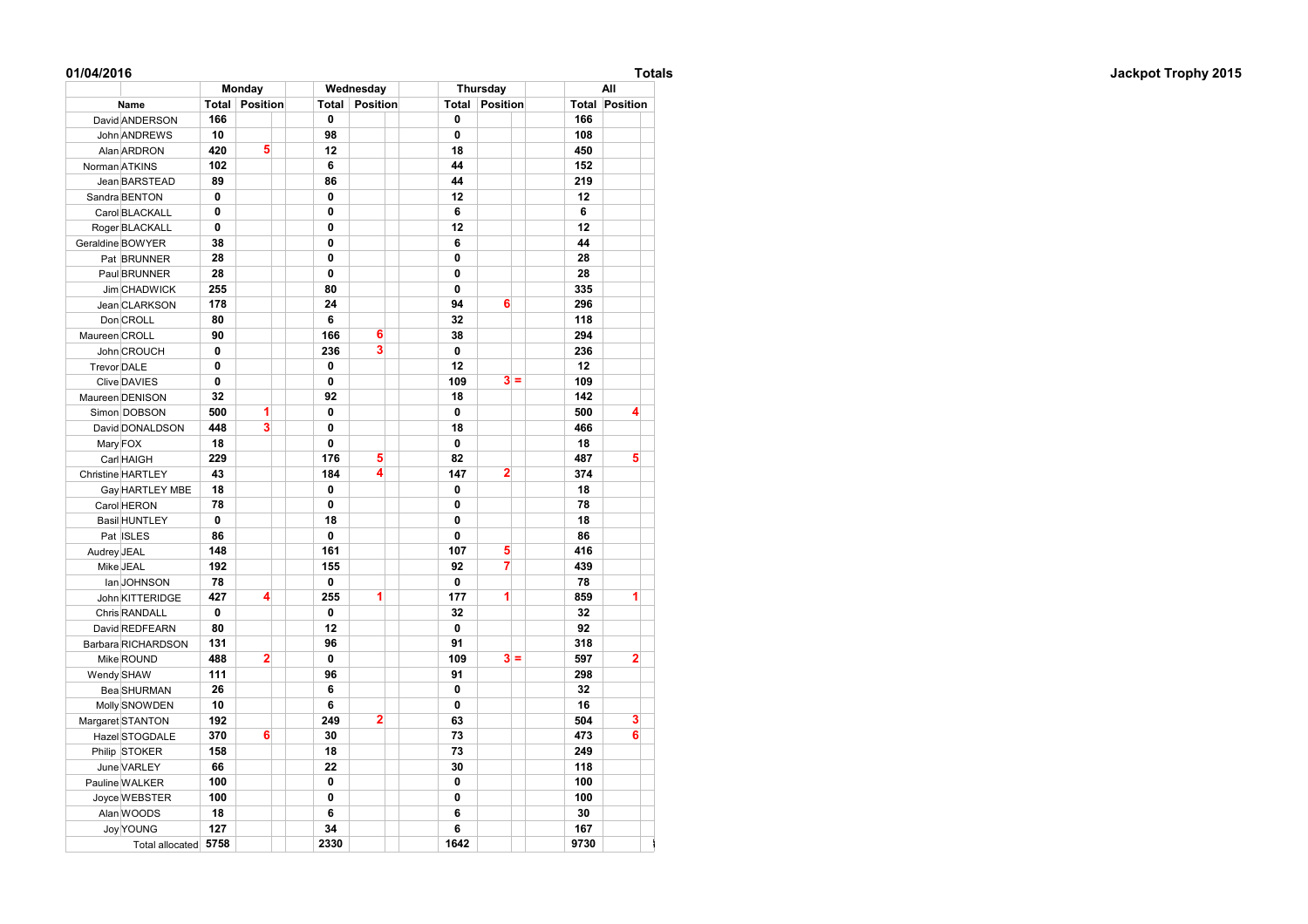**01/04/2016** **Totals** **Jackpot Trophy 2015**

| | | Monday | | Wednesday | | Thursday | | All | |
|---|---|---|---|---|---|---|---|---|---|
| | Name | Total | Position | Total | Position | Total | Position | Total | Position |
| David | ANDERSON | 166 | | 0 | | 0 | | 166 | |
| John | ANDREWS | 10 | | 98 | | 0 | | 108 | |
| Alan | ARDRON | 420 | 5 | 12 | | 18 | | 450 | |
| Norman | ATKINS | 102 | | 6 | | 44 | | 152 | |
| Jean | BARSTEAD | 89 | | 86 | | 44 | | 219 | |
| Sandra | BENTON | 0 | | 0 | | 12 | | 12 | |
| Carol | BLACKALL | 0 | | 0 | | 6 | | 6 | |
| Roger | BLACKALL | 0 | | 0 | | 12 | | 12 | |
| Geraldine | BOWYER | 38 | | 0 | | 6 | | 44 | |
| Pat | BRUNNER | 28 | | 0 | | 0 | | 28 | |
| Paul | BRUNNER | 28 | | 0 | | 0 | | 28 | |
| Jim | CHADWICK | 255 | | 80 | | 0 | | 335 | |
| Jean | CLARKSON | 178 | | 24 | | 94 | 6 | 296 | |
| Don | CROLL | 80 | | 6 | | 32 | | 118 | |
| Maureen | CROLL | 90 | | 166 | 6 | 38 | | 294 | |
| John | CROUCH | 0 | | 236 | 3 | 0 | | 236 | |
| Trevor | DALE | 0 | | 0 | | 12 | | 12 | |
| Clive | DAVIES | 0 | | 0 | | 109 | 3 = | 109 | |
| Maureen | DENISON | 32 | | 92 | | 18 | | 142 | |
| Simon | DOBSON | 500 | 1 | 0 | | 0 | | 500 | 4 |
| David | DONALDSON | 448 | 3 | 0 | | 18 | | 466 | |
| Mary | FOX | 18 | | 0 | | 0 | | 18 | |
| Carl | HAIGH | 229 | | 176 | 5 | 82 | | 487 | 5 |
| Christine | HARTLEY | 43 | | 184 | 4 | 147 | 2 | 374 | |
| Gay | HARTLEY MBE | 18 | | 0 | | 0 | | 18 | |
| Carol | HERON | 78 | | 0 | | 0 | | 78 | |
| Basil | HUNTLEY | 0 | | 18 | | 0 | | 18 | |
| Pat | ISLES | 86 | | 0 | | 0 | | 86 | |
| Audrey | JEAL | 148 | | 161 | | 107 | 5 | 416 | |
| Mike | JEAL | 192 | | 155 | | 92 | 7 | 439 | |
| Ian | JOHNSON | 78 | | 0 | | 0 | | 78 | |
| John | KITTERIDGE | 427 | 4 | 255 | 1 | 177 | 1 | 859 | 1 |
| Chris | RANDALL | 0 | | 0 | | 32 | | 32 | |
| David | REDFEARN | 80 | | 12 | | 0 | | 92 | |
| Barbara | RICHARDSON | 131 | | 96 | | 91 | | 318 | |
| Mike | ROUND | 488 | 2 | 0 | | 109 | 3 = | 597 | 2 |
| Wendy | SHAW | 111 | | 96 | | 91 | | 298 | |
| Bea | SHURMAN | 26 | | 6 | | 0 | | 32 | |
| Molly | SNOWDEN | 10 | | 6 | | 0 | | 16 | |
| Margaret | STANTON | 192 | | 249 | 2 | 63 | | 504 | 3 |
| Hazel | STOGDALE | 370 | 6 | 30 | | 73 | | 473 | 6 |
| Philip | STOKER | 158 | | 18 | | 73 | | 249 | |
| June | VARLEY | 66 | | 22 | | 30 | | 118 | |
| Pauline | WALKER | 100 | | 0 | | 0 | | 100 | |
| Joyce | WEBSTER | 100 | | 0 | | 0 | | 100 | |
| Alan | WOODS | 18 | | 6 | | 6 | | 30 | |
| Joy | YOUNG | 127 | | 34 | | 6 | | 167 | |
| | Total allocated | 5758 | | 2330 | | 1642 | | 9730 | |